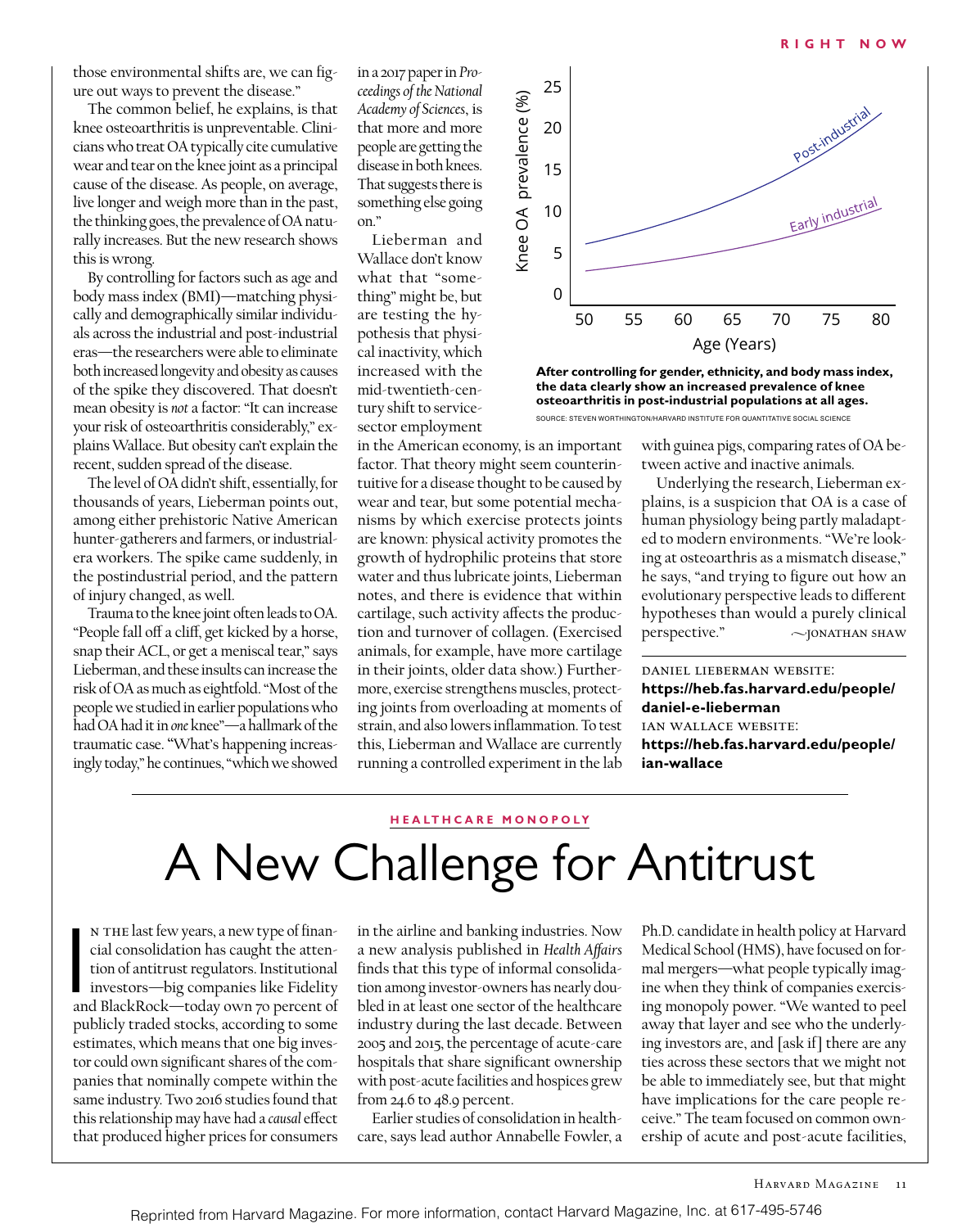those environmental shifts are, we can figure out ways to prevent the disease."

The common belief, he explains, is that knee osteoarthritis is unpreventable. Clinicians who treat OA typically cite cumulative wear and tear on the knee joint as a principal cause of the disease. As people, on average, live longer and weigh more than in the past, the thinking goes, the prevalence of OA naturally increases. But the new research shows this is wrong.

By controlling for factors such as age and body mass index (BMI)—matching physically and demographically similar individuals across the industrial and post-industrial eras—the researchers were able to eliminate both increased longevity and obesity as causes of the spike they discovered. That doesn't mean obesity is *not* a factor: "It can increase your risk of osteoarthritis considerably," explains Wallace. But obesity can't explain the recent, sudden spread of the disease.

The level of OA didn't shift, essentially, for thousands of years, Lieberman points out, among either prehistoric Native American hunter-gatherers and farmers, or industrial-era workers. The spike came suddenly, in the postindustrial period, and the pattern of injury changed, as well.

Trauma to the knee joint often leads to OA. "People fall off a cliff, get kicked by a horse, snap their ACL, or get a meniscal tear," says Lieberman, and these insults can increase the risk of OA as much as eightfold. "Most of the people we studied in earlier populations who had OA had it in *one* knee"—a hallmark of the traumatic case. "What's happening increasingly today," he continues, "which we showed in a 2017 paper in *Proceedings of the National Academy of Sciences*, is that more and more people are getting the disease in both knees. That suggests there is something else going on."

Lieberman and Wallace don't know what that "something" might be, but are testing the hypothesis that physical inactivity, which increased with the mid-twentieth-century shift to service-sector employment in the American economy, is an important factor. That theory might seem counterintuitive for a disease thought to be caused by wear and tear, but some potential mechanisms by which exercise protects joints are known: physical activity promotes the growth of hydrophilic proteins that store water and thus lubricate joints, Lieberman notes, and there is evidence that within cartilage, such activity affects the production and turnover of collagen. (Exercised animals, for example, have more cartilage in their joints, older data show.) Furthermore, exercise strengthens muscles, protecting joints from overloading at moments of strain, and also lowers inflammation. To test this, Lieberman and Wallace are currently running a controlled experiment in the lab with guinea pigs, comparing rates of OA between active and inactive animals.

Underlying the research, Lieberman explains, is a suspicion that OA is a case of human physiology being partly maladapted to modern environments. "We're looking at osteoarthris as a mismatch disease," he says, "and trying to figure out how an evolutionary perspective leads to different hypotheses than would a purely clinical perspective." ~JONATHAN SHAW

**After controlling for gender, ethnicity, and body mass index, the data clearly show an increased prevalence of knee osteoarthritis in post-industrial populations at all ages.**

SOURCE: STEVEN WORTHINGTON/HARVARD INSTITUTE FOR QUANTITATIVE SOCIAL SCIENCE

DANIEL LIEBERMAN WEBSITE:
**https://heb.fas.harvard.edu/people/daniel-e-lieberman**
IAN WALLACE WEBSITE:
**https://heb.fas.harvard.edu/people/ian-wallace**

HEALTHCARE MONOPOLY

# A New Challenge for Antitrust

In the last few years, a new type of financial consolidation has caught the attention of antitrust regulators. Institutional investors—big companies like Fidelity and BlackRock—today own 70 percent of publicly traded stocks, according to some estimates, which means that one big investor could own significant shares of the companies that nominally compete within the same industry. Two 2016 studies found that this relationship may have had a *causal* effect that produced higher prices for consumers in the airline and banking industries. Now a new analysis published in *Health Affairs* finds that this type of informal consolidation among investor-owners has nearly doubled in at least one sector of the healthcare industry during the last decade. Between 2005 and 2015, the percentage of acute-care hospitals that share significant ownership with post-acute facilities and hospices grew from 24.6 to 48.9 percent.

Earlier studies of consolidation in healthcare, says lead author Annabelle Fowler, a Ph.D. candidate in health policy at Harvard Medical School (HMS), have focused on formal mergers—what people typically imagine when they think of companies exercising monopoly power. "We wanted to peel away that layer and see who the underlying investors are, and [ask if] there are any ties across these sectors that we might not be able to immediately see, but that might have implications for the care people receive." The team focused on common ownership of acute and post-acute facilities,

Reprinted from Harvard Magazine. For more information, contact Harvard Magazine, Inc. at 617-495-5746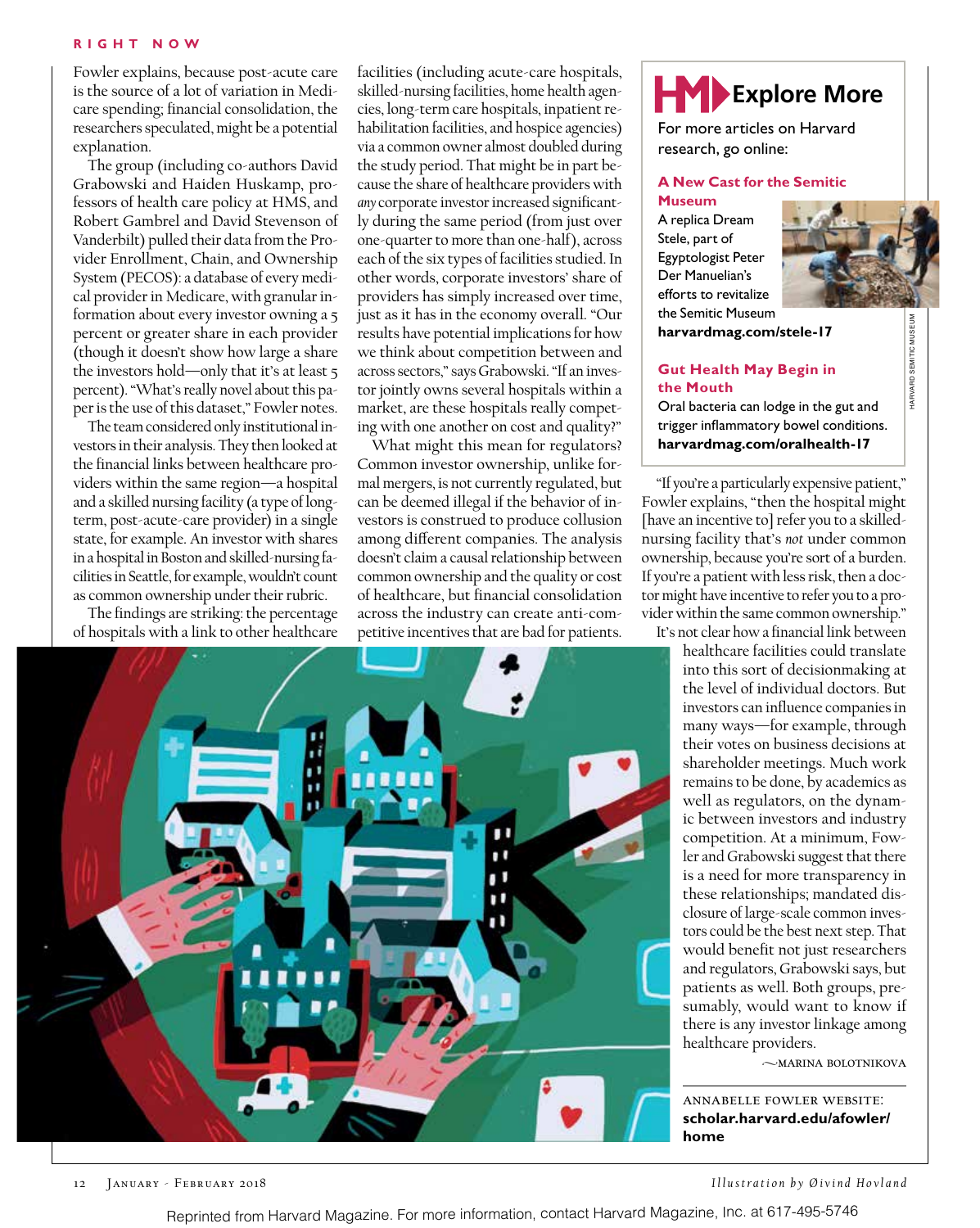Fowler explains, because post-acute care is the source of a lot of variation in Medicare spending; financial consolidation, the researchers speculated, might be a potential explanation.

The group (including co-authors David Grabowski and Haiden Huskamp, professors of health care policy at HMS, and Robert Gambrel and David Stevenson of Vanderbilt) pulled their data from the Provider Enrollment, Chain, and Ownership System (PECOS): a database of every medical provider in Medicare, with granular information about every investor owning a 5 percent or greater share in each provider (though it doesn't show how large a share the investors hold—only that it's at least 5 percent). "What's really novel about this paper is the use of this dataset," Fowler notes.

The team considered only institutional investors in their analysis. They then looked at the financial links between healthcare providers within the same region—a hospital and a skilled nursing facility (a type of long-term, post-acute-care provider) in a single state, for example. An investor with shares in a hospital in Boston and skilled-nursing facilities in Seattle, for example, wouldn't count as common ownership under their rubric.

The findings are striking: the percentage of hospitals with a link to other healthcare facilities (including acute-care hospitals, skilled-nursing facilities, home health agencies, long-term care hospitals, inpatient rehabilitation facilities, and hospice agencies) via a common owner almost doubled during the study period. That might be in part because the share of healthcare providers with *any* corporate investor increased significantly during the same period (from just over one-quarter to more than one-half), across each of the six types of facilities studied. In other words, corporate investors' share of providers has simply increased over time, just as it has in the economy overall. "Our results have potential implications for how we think about competition between and across sectors," says Grabowski. "If an investor jointly owns several hospitals within a market, are these hospitals really competing with one another on cost and quality?"

What might this mean for regulators? Common investor ownership, unlike formal mergers, is not currently regulated, but can be deemed illegal if the behavior of investors is construed to produce collusion among different companies. The analysis doesn't claim a causal relationship between common ownership and the quality or cost of healthcare, but financial consolidation across the industry can create anti-competitive incentives that are bad for patients.

"If you're a particularly expensive patient," Fowler explains, "then the hospital might [have an incentive to] refer you to a skilled-nursing facility that's *not* under common ownership, because you're sort of a burden. If you're a patient with less risk, then a doctor might have incentive to refer you to a provider within the same common ownership."

It's not clear how a financial link between healthcare facilities could translate into this sort of decisionmaking at the level of individual doctors. But investors can influence companies in many ways—for example, through their votes on business decisions at shareholder meetings. Much work remains to be done, by academics as well as regulators, on the dynamic between investors and industry competition. At a minimum, Fowler and Grabowski suggest that there is a need for more transparency in these relationships; mandated disclosure of large-scale common investors could be the best next step. That would benefit not just researchers and regulators, Grabowski says, but patients as well. Both groups, presumably, would want to know if there is any investor linkage among healthcare providers.

~MARINA BOLOTNIKOVA

ANNABELLE FOWLER WEBSITE:
**scholar.harvard.edu/afowler/home**

## HM Explore More

For more articles on Harvard research, go online:

**A New Cast for the Semitic Museum**
A replica Dream Stele, part of Egyptologist Peter Der Manuelian's efforts to revitalize the Semitic Museum
**harvardmag.com/stele-17**

HARVARD SEMITIC MUSEUM

**Gut Health May Begin in the Mouth**
Oral bacteria can lodge in the gut and trigger inflammatory bowel conditions.
**harvardmag.com/oralhealth-17**

*Illustration by Øivind Hovland*

Reprinted from Harvard Magazine. For more information, contact Harvard Magazine, Inc. at 617-495-5746